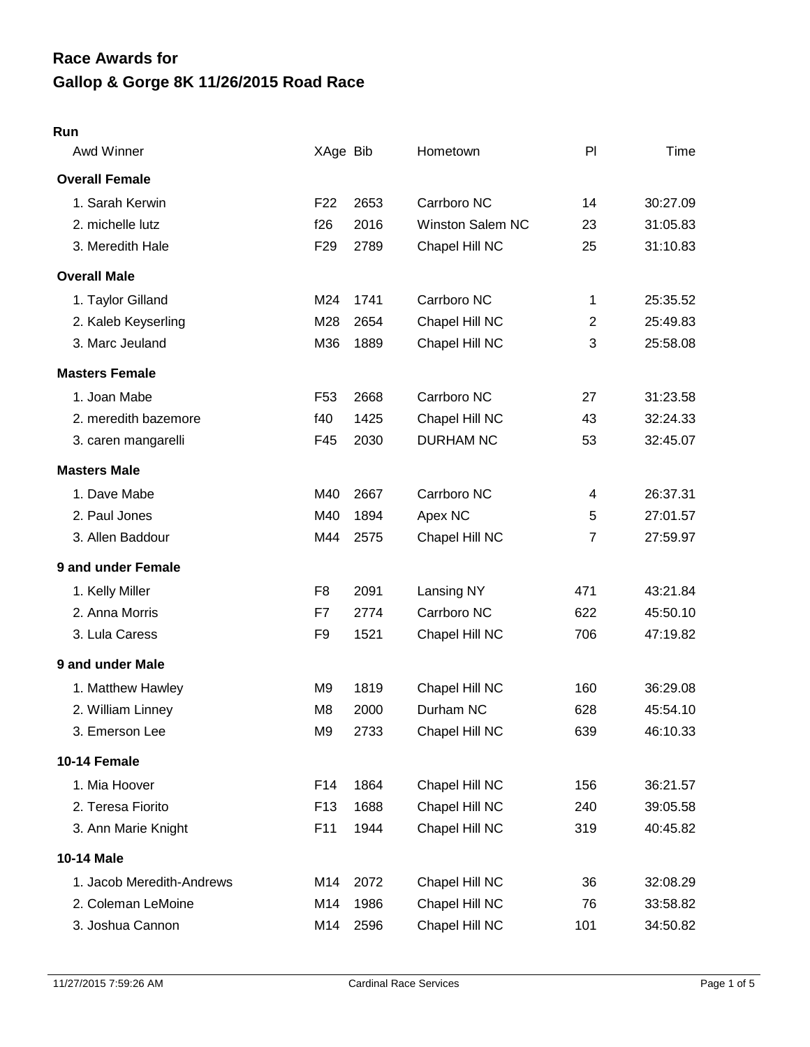# Race Awards for
# Gallop & Gorge 8K 11/26/2015 Road Race

### Run

| Awd Winner | XAge | Bib | Hometown | Pl | Time |
|---|---|---|---|---|---|
| **Overall Female** | | | | | |
| 1. Sarah Kerwin | F22 | 2653 | Carrboro NC | 14 | 30:27.09 |
| 2. michelle lutz | f26 | 2016 | Winston Salem NC | 23 | 31:05.83 |
| 3. Meredith Hale | F29 | 2789 | Chapel Hill NC | 25 | 31:10.83 |
| **Overall Male** | | | | | |
| 1. Taylor Gilland | M24 | 1741 | Carrboro NC | 1 | 25:35.52 |
| 2. Kaleb Keyserling | M28 | 2654 | Chapel Hill NC | 2 | 25:49.83 |
| 3. Marc Jeuland | M36 | 1889 | Chapel Hill NC | 3 | 25:58.08 |
| **Masters Female** | | | | | |
| 1. Joan Mabe | F53 | 2668 | Carrboro NC | 27 | 31:23.58 |
| 2. meredith bazemore | f40 | 1425 | Chapel Hill NC | 43 | 32:24.33 |
| 3. caren mangarelli | F45 | 2030 | DURHAM NC | 53 | 32:45.07 |
| **Masters Male** | | | | | |
| 1. Dave Mabe | M40 | 2667 | Carrboro NC | 4 | 26:37.31 |
| 2. Paul Jones | M40 | 1894 | Apex NC | 5 | 27:01.57 |
| 3. Allen Baddour | M44 | 2575 | Chapel Hill NC | 7 | 27:59.97 |
| **9 and under Female** | | | | | |
| 1. Kelly Miller | F8 | 2091 | Lansing NY | 471 | 43:21.84 |
| 2. Anna Morris | F7 | 2774 | Carrboro NC | 622 | 45:50.10 |
| 3. Lula Caress | F9 | 1521 | Chapel Hill NC | 706 | 47:19.82 |
| **9 and under Male** | | | | | |
| 1. Matthew Hawley | M9 | 1819 | Chapel Hill NC | 160 | 36:29.08 |
| 2. William Linney | M8 | 2000 | Durham NC | 628 | 45:54.10 |
| 3. Emerson Lee | M9 | 2733 | Chapel Hill NC | 639 | 46:10.33 |
| **10-14 Female** | | | | | |
| 1. Mia Hoover | F14 | 1864 | Chapel Hill NC | 156 | 36:21.57 |
| 2. Teresa Fiorito | F13 | 1688 | Chapel Hill NC | 240 | 39:05.58 |
| 3. Ann Marie Knight | F11 | 1944 | Chapel Hill NC | 319 | 40:45.82 |
| **10-14 Male** | | | | | |
| 1. Jacob Meredith-Andrews | M14 | 2072 | Chapel Hill NC | 36 | 32:08.29 |
| 2. Coleman LeMoine | M14 | 1986 | Chapel Hill NC | 76 | 33:58.82 |
| 3. Joshua Cannon | M14 | 2596 | Chapel Hill NC | 101 | 34:50.82 |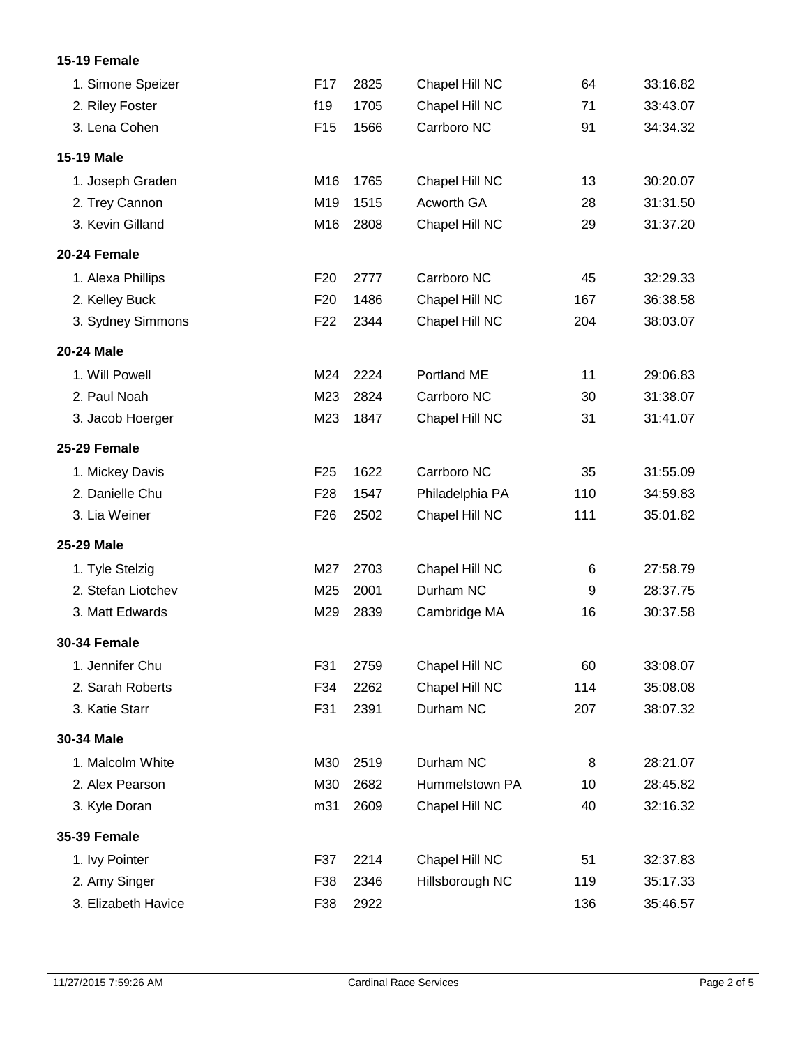**15-19 Female**

| | | | | | |
|---|---|---|---|---|---|
| 1. Simone Speizer | F17 | 2825 | Chapel Hill NC | 64 | 33:16.82 |
| 2. Riley Foster | f19 | 1705 | Chapel Hill NC | 71 | 33:43.07 |
| 3. Lena Cohen | F15 | 1566 | Carrboro NC | 91 | 34:34.32 |

**15-19 Male**

| | | | | | |
|---|---|---|---|---|---|
| 1. Joseph Graden | M16 | 1765 | Chapel Hill NC | 13 | 30:20.07 |
| 2. Trey Cannon | M19 | 1515 | Acworth GA | 28 | 31:31.50 |
| 3. Kevin Gilland | M16 | 2808 | Chapel Hill NC | 29 | 31:37.20 |

**20-24 Female**

| | | | | | |
|---|---|---|---|---|---|
| 1. Alexa Phillips | F20 | 2777 | Carrboro NC | 45 | 32:29.33 |
| 2. Kelley Buck | F20 | 1486 | Chapel Hill NC | 167 | 36:38.58 |
| 3. Sydney Simmons | F22 | 2344 | Chapel Hill NC | 204 | 38:03.07 |

**20-24 Male**

| | | | | | |
|---|---|---|---|---|---|
| 1. Will Powell | M24 | 2224 | Portland ME | 11 | 29:06.83 |
| 2. Paul Noah | M23 | 2824 | Carrboro NC | 30 | 31:38.07 |
| 3. Jacob Hoerger | M23 | 1847 | Chapel Hill NC | 31 | 31:41.07 |

**25-29 Female**

| | | | | | |
|---|---|---|---|---|---|
| 1. Mickey Davis | F25 | 1622 | Carrboro NC | 35 | 31:55.09 |
| 2. Danielle Chu | F28 | 1547 | Philadelphia PA | 110 | 34:59.83 |
| 3. Lia Weiner | F26 | 2502 | Chapel Hill NC | 111 | 35:01.82 |

**25-29 Male**

| | | | | | |
|---|---|---|---|---|---|
| 1. Tyle Stelzig | M27 | 2703 | Chapel Hill NC | 6 | 27:58.79 |
| 2. Stefan Liotchev | M25 | 2001 | Durham NC | 9 | 28:37.75 |
| 3. Matt Edwards | M29 | 2839 | Cambridge MA | 16 | 30:37.58 |

**30-34 Female**

| | | | | | |
|---|---|---|---|---|---|
| 1. Jennifer Chu | F31 | 2759 | Chapel Hill NC | 60 | 33:08.07 |
| 2. Sarah Roberts | F34 | 2262 | Chapel Hill NC | 114 | 35:08.08 |
| 3. Katie Starr | F31 | 2391 | Durham NC | 207 | 38:07.32 |

**30-34 Male**

| | | | | | |
|---|---|---|---|---|---|
| 1. Malcolm White | M30 | 2519 | Durham NC | 8 | 28:21.07 |
| 2. Alex Pearson | M30 | 2682 | Hummelstown PA | 10 | 28:45.82 |
| 3. Kyle Doran | m31 | 2609 | Chapel Hill NC | 40 | 32:16.32 |

**35-39 Female**

| | | | | | |
|---|---|---|---|---|---|
| 1. Ivy Pointer | F37 | 2214 | Chapel Hill NC | 51 | 32:37.83 |
| 2. Amy Singer | F38 | 2346 | Hillsborough NC | 119 | 35:17.33 |
| 3. Elizabeth Havice | F38 | 2922 | | 136 | 35:46.57 |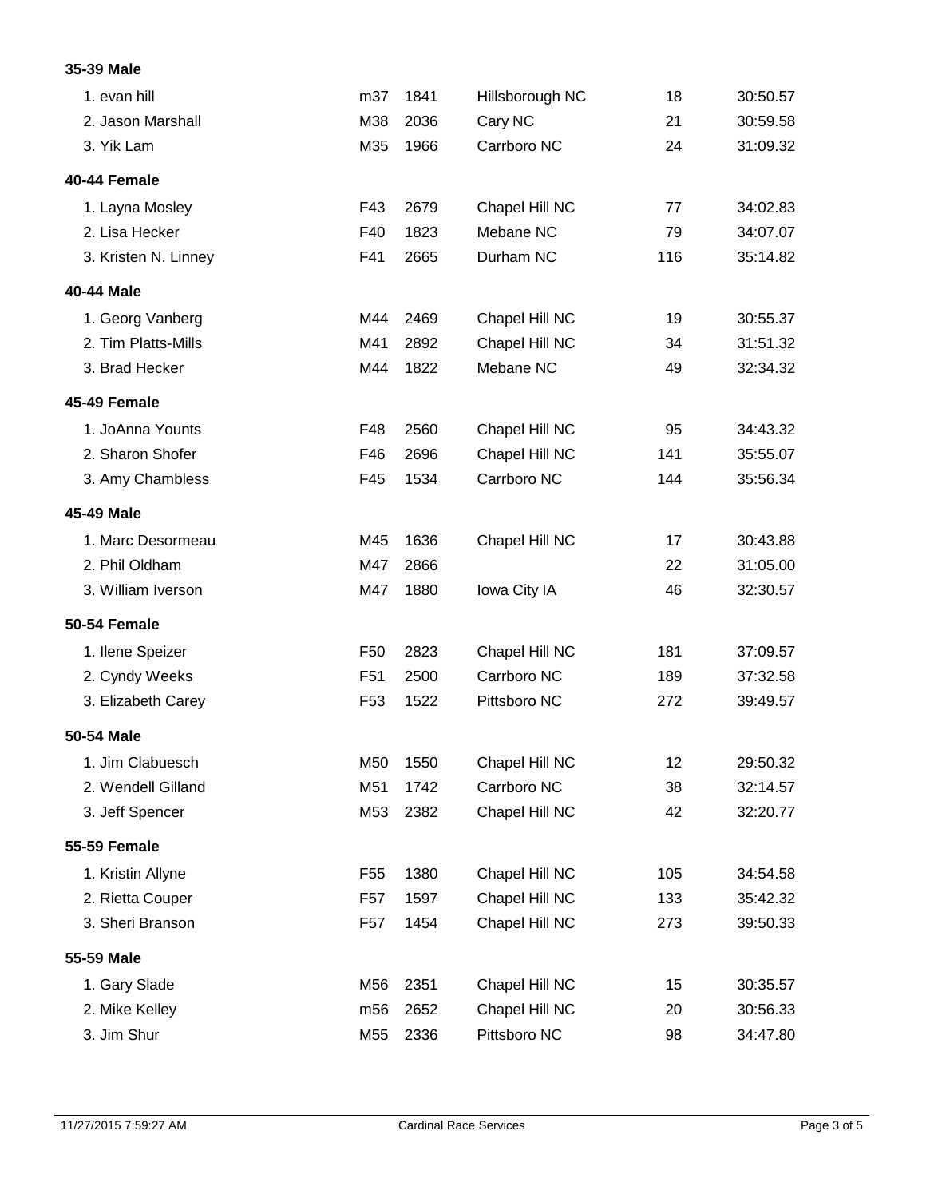**35-39 Male**

| | | | | | |
|---|---|---|---|---|---|
| 1. evan hill | m37 | 1841 | Hillsborough NC | 18 | 30:50.57 |
| 2. Jason Marshall | M38 | 2036 | Cary NC | 21 | 30:59.58 |
| 3. Yik Lam | M35 | 1966 | Carrboro NC | 24 | 31:09.32 |

**40-44 Female**

| | | | | | |
|---|---|---|---|---|---|
| 1. Layna Mosley | F43 | 2679 | Chapel Hill NC | 77 | 34:02.83 |
| 2. Lisa Hecker | F40 | 1823 | Mebane NC | 79 | 34:07.07 |
| 3. Kristen N. Linney | F41 | 2665 | Durham NC | 116 | 35:14.82 |

**40-44 Male**

| | | | | | |
|---|---|---|---|---|---|
| 1. Georg Vanberg | M44 | 2469 | Chapel Hill NC | 19 | 30:55.37 |
| 2. Tim Platts-Mills | M41 | 2892 | Chapel Hill NC | 34 | 31:51.32 |
| 3. Brad Hecker | M44 | 1822 | Mebane NC | 49 | 32:34.32 |

**45-49 Female**

| | | | | | |
|---|---|---|---|---|---|
| 1. JoAnna Younts | F48 | 2560 | Chapel Hill NC | 95 | 34:43.32 |
| 2. Sharon Shofer | F46 | 2696 | Chapel Hill NC | 141 | 35:55.07 |
| 3. Amy Chambless | F45 | 1534 | Carrboro NC | 144 | 35:56.34 |

**45-49 Male**

| | | | | | |
|---|---|---|---|---|---|
| 1. Marc Desormeau | M45 | 1636 | Chapel Hill NC | 17 | 30:43.88 |
| 2. Phil Oldham | M47 | 2866 | | 22 | 31:05.00 |
| 3. William Iverson | M47 | 1880 | Iowa City IA | 46 | 32:30.57 |

**50-54 Female**

| | | | | | |
|---|---|---|---|---|---|
| 1. Ilene Speizer | F50 | 2823 | Chapel Hill NC | 181 | 37:09.57 |
| 2. Cyndy Weeks | F51 | 2500 | Carrboro NC | 189 | 37:32.58 |
| 3. Elizabeth Carey | F53 | 1522 | Pittsboro NC | 272 | 39:49.57 |

**50-54 Male**

| | | | | | |
|---|---|---|---|---|---|
| 1. Jim Clabuesch | M50 | 1550 | Chapel Hill NC | 12 | 29:50.32 |
| 2. Wendell Gilland | M51 | 1742 | Carrboro NC | 38 | 32:14.57 |
| 3. Jeff Spencer | M53 | 2382 | Chapel Hill NC | 42 | 32:20.77 |

**55-59 Female**

| | | | | | |
|---|---|---|---|---|---|
| 1. Kristin Allyne | F55 | 1380 | Chapel Hill NC | 105 | 34:54.58 |
| 2. Rietta Couper | F57 | 1597 | Chapel Hill NC | 133 | 35:42.32 |
| 3. Sheri Branson | F57 | 1454 | Chapel Hill NC | 273 | 39:50.33 |

**55-59 Male**

| | | | | | |
|---|---|---|---|---|---|
| 1. Gary Slade | M56 | 2351 | Chapel Hill NC | 15 | 30:35.57 |
| 2. Mike Kelley | m56 | 2652 | Chapel Hill NC | 20 | 30:56.33 |
| 3. Jim Shur | M55 | 2336 | Pittsboro NC | 98 | 34:47.80 |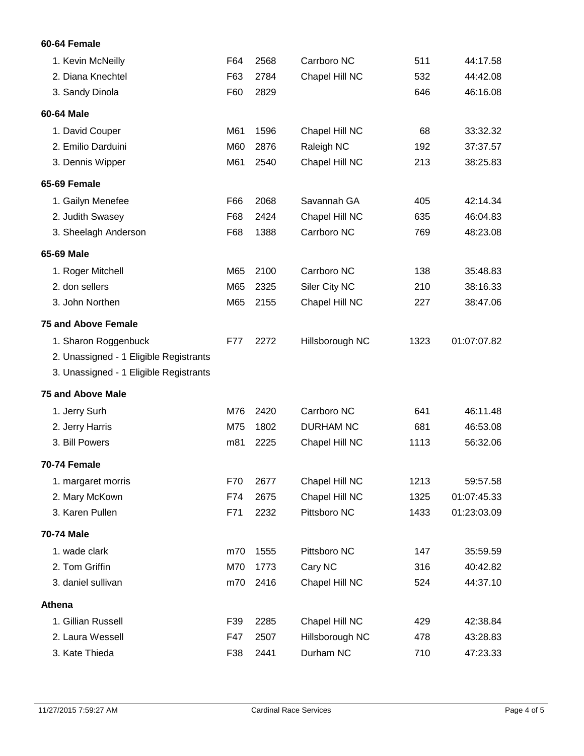### 60-64 Female

| | | | | | |
|---|---|---|---|---|---|
| 1. Kevin McNeilly | F64 | 2568 | Carrboro NC | 511 | 44:17.58 |
| 2. Diana Knechtel | F63 | 2784 | Chapel Hill NC | 532 | 44:42.08 |
| 3. Sandy Dinola | F60 | 2829 | | 646 | 46:16.08 |

### 60-64 Male

| | | | | | |
|---|---|---|---|---|---|
| 1. David Couper | M61 | 1596 | Chapel Hill NC | 68 | 33:32.32 |
| 2. Emilio Darduini | M60 | 2876 | Raleigh NC | 192 | 37:37.57 |
| 3. Dennis Wipper | M61 | 2540 | Chapel Hill NC | 213 | 38:25.83 |

### 65-69 Female

| | | | | | |
|---|---|---|---|---|---|
| 1. Gailyn Menefee | F66 | 2068 | Savannah GA | 405 | 42:14.34 |
| 2. Judith Swasey | F68 | 2424 | Chapel Hill NC | 635 | 46:04.83 |
| 3. Sheelagh Anderson | F68 | 1388 | Carrboro NC | 769 | 48:23.08 |

### 65-69 Male

| | | | | | |
|---|---|---|---|---|---|
| 1. Roger Mitchell | M65 | 2100 | Carrboro NC | 138 | 35:48.83 |
| 2. don sellers | M65 | 2325 | Siler City NC | 210 | 38:16.33 |
| 3. John Northen | M65 | 2155 | Chapel Hill NC | 227 | 38:47.06 |

### 75 and Above Female

| | | | | | |
|---|---|---|---|---|---|
| 1. Sharon Roggenbuck | F77 | 2272 | Hillsborough NC | 1323 | 01:07:07.82 |
| 2. Unassigned - 1 Eligible Registrants | | | | | |
| 3. Unassigned - 1 Eligible Registrants | | | | | |

### 75 and Above Male

| | | | | | |
|---|---|---|---|---|---|
| 1. Jerry Surh | M76 | 2420 | Carrboro NC | 641 | 46:11.48 |
| 2. Jerry Harris | M75 | 1802 | DURHAM NC | 681 | 46:53.08 |
| 3. Bill Powers | m81 | 2225 | Chapel Hill NC | 1113 | 56:32.06 |

### 70-74 Female

| | | | | | |
|---|---|---|---|---|---|
| 1. margaret morris | F70 | 2677 | Chapel Hill NC | 1213 | 59:57.58 |
| 2. Mary McKown | F74 | 2675 | Chapel Hill NC | 1325 | 01:07:45.33 |
| 3. Karen Pullen | F71 | 2232 | Pittsboro NC | 1433 | 01:23:03.09 |

### 70-74 Male

| | | | | | |
|---|---|---|---|---|---|
| 1. wade clark | m70 | 1555 | Pittsboro NC | 147 | 35:59.59 |
| 2. Tom Griffin | M70 | 1773 | Cary NC | 316 | 40:42.82 |
| 3. daniel sullivan | m70 | 2416 | Chapel Hill NC | 524 | 44:37.10 |

### Athena

| | | | | | |
|---|---|---|---|---|---|
| 1. Gillian Russell | F39 | 2285 | Chapel Hill NC | 429 | 42:38.84 |
| 2. Laura Wessell | F47 | 2507 | Hillsborough NC | 478 | 43:28.83 |
| 3. Kate Thieda | F38 | 2441 | Durham NC | 710 | 47:23.33 |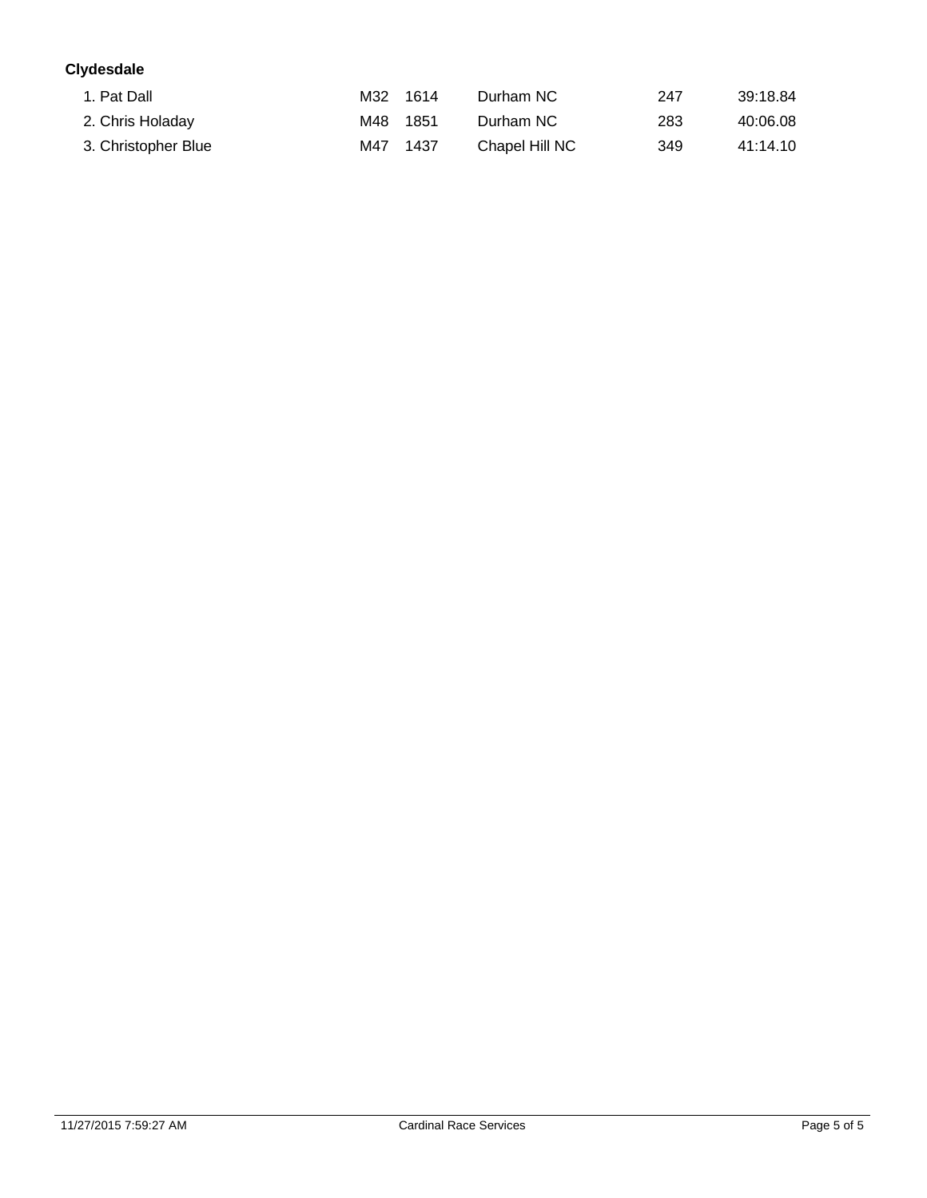### Clydesdale

| | | | | | |
|---|---|---|---|---|---|
| 1. Pat Dall | M32 | 1614 | Durham NC | 247 | 39:18.84 |
| 2. Chris Holaday | M48 | 1851 | Durham NC | 283 | 40:06.08 |
| 3. Christopher Blue | M47 | 1437 | Chapel Hill NC | 349 | 41:14.10 |